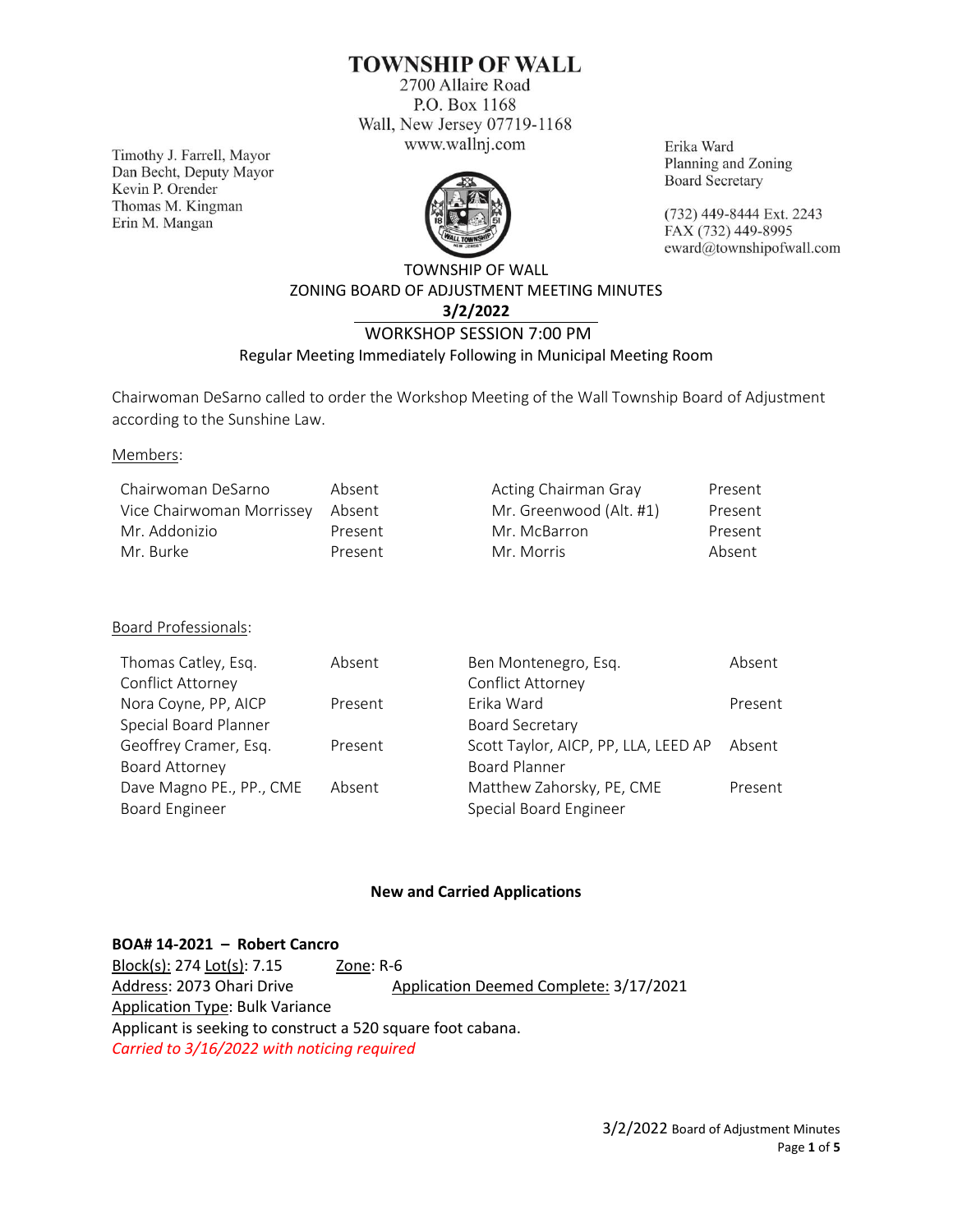# TOWNSHIP OF WALL

2700 Allaire Road
P.O. Box 1168
Wall, New Jersey 07719-1168
www.wallnj.com

Timothy J. Farrell, Mayor
Dan Becht, Deputy Mayor
Kevin P. Orender
Thomas M. Kingman
Erin M. Mangan

Erika Ward
Planning and Zoning
Board Secretary

(732) 449-8444 Ext. 2243
FAX (732) 449-8995
eward@townshipofwall.com

## TOWNSHIP OF WALL
## ZONING BOARD OF ADJUSTMENT MEETING MINUTES
## 3/2/2022

WORKSHOP SESSION 7:00 PM

Regular Meeting Immediately Following in Municipal Meeting Room

Chairwoman DeSarno called to order the Workshop Meeting of the Wall Township Board of Adjustment according to the Sunshine Law.

Members:

| | | | |
|---|---|---|---|
| Chairwoman DeSarno | Absent | Acting Chairman Gray | Present |
| Vice Chairwoman Morrissey | Absent | Mr. Greenwood (Alt. #1) | Present |
| Mr. Addonizio | Present | Mr. McBarron | Present |
| Mr. Burke | Present | Mr. Morris | Absent |

Board Professionals:

| | | | |
|---|---|---|---|
| Thomas Catley, Esq. Conflict Attorney | Absent | Ben Montenegro, Esq. Conflict Attorney | Absent |
| Nora Coyne, PP, AICP Special Board Planner | Present | Erika Ward Board Secretary | Present |
| Geoffrey Cramer, Esq. Board Attorney | Present | Scott Taylor, AICP, PP, LLA, LEED AP Board Planner | Absent |
| Dave Magno PE., PP., CME Board Engineer | Absent | Matthew Zahorsky, PE, CME Special Board Engineer | Present |

**New and Carried Applications**

**BOA# 14-2021 – Robert Cancro**

Block(s): 274 Lot(s): 7.15 Zone: R-6

Address: 2073 Ohari Drive Application Deemed Complete: 3/17/2021

Application Type: Bulk Variance

Applicant is seeking to construct a 520 square foot cabana.

*Carried to 3/16/2022 with noticing required*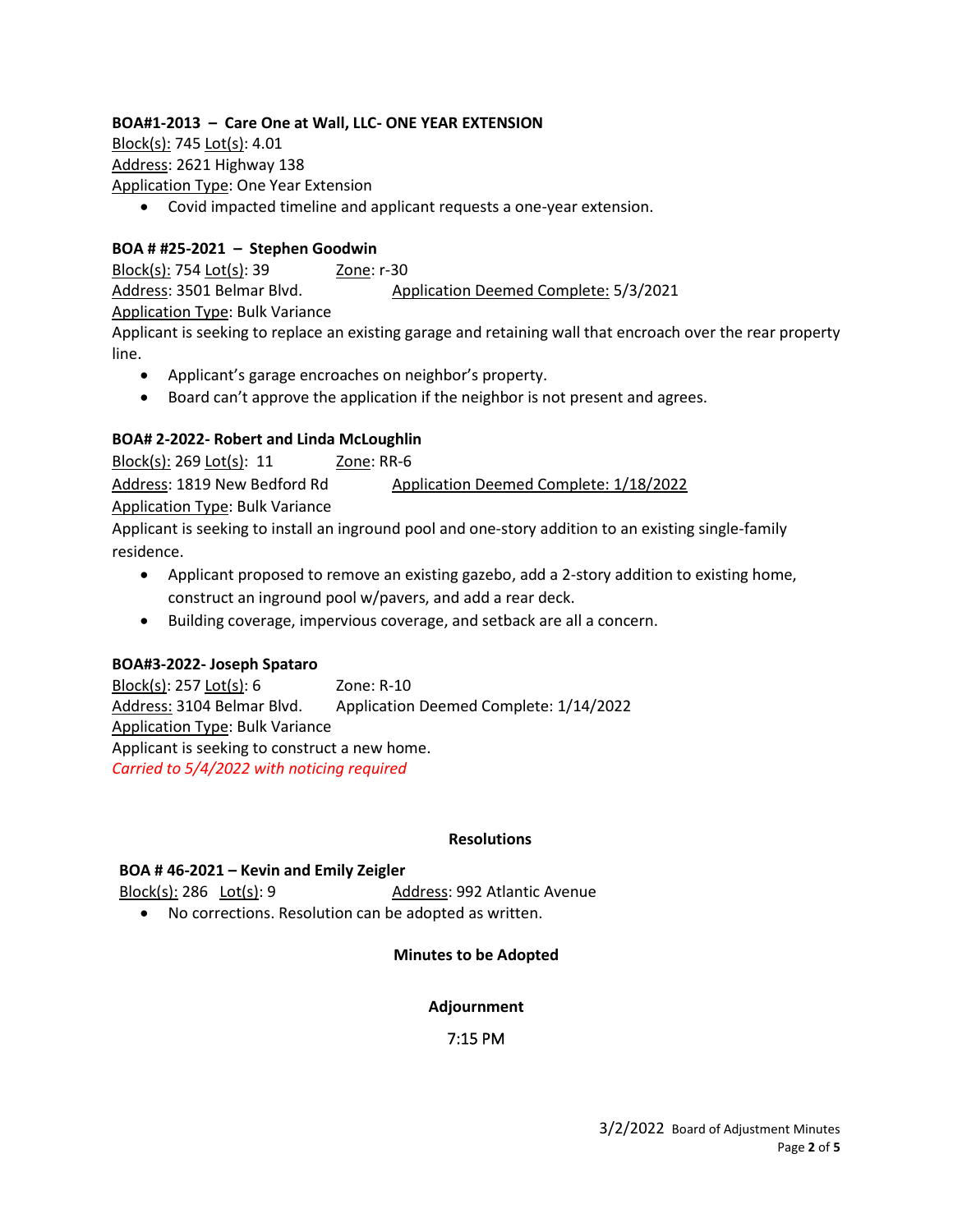**BOA#1-2013 – Care One at Wall, LLC- ONE YEAR EXTENSION**
Block(s): 745 Lot(s): 4.01
Address: 2621 Highway 138
Application Type: One Year Extension

- Covid impacted timeline and applicant requests a one-year extension.

**BOA # #25-2021 – Stephen Goodwin**
Block(s): 754 Lot(s): 39 Zone: r-30
Address: 3501 Belmar Blvd. Application Deemed Complete: 5/3/2021
Application Type: Bulk Variance
Applicant is seeking to replace an existing garage and retaining wall that encroach over the rear property line.

- Applicant's garage encroaches on neighbor's property.
- Board can't approve the application if the neighbor is not present and agrees.

**BOA# 2-2022- Robert and Linda McLoughlin**
Block(s): 269 Lot(s): 11 Zone: RR-6
Address: 1819 New Bedford Rd Application Deemed Complete: 1/18/2022
Application Type: Bulk Variance
Applicant is seeking to install an inground pool and one-story addition to an existing single-family residence.

- Applicant proposed to remove an existing gazebo, add a 2-story addition to existing home, construct an inground pool w/pavers, and add a rear deck.
- Building coverage, impervious coverage, and setback are all a concern.

**BOA#3-2022- Joseph Spataro**
Block(s): 257 Lot(s): 6 Zone: R-10
Address: 3104 Belmar Blvd. Application Deemed Complete: 1/14/2022
Application Type: Bulk Variance
Applicant is seeking to construct a new home.
*Carried to 5/4/2022 with noticing required*

**Resolutions**

**BOA # 46-2021 – Kevin and Emily Zeigler**
Block(s): 286 Lot(s): 9 Address: 992 Atlantic Avenue

- No corrections. Resolution can be adopted as written.

**Minutes to be Adopted**

**Adjournment**

7:15 PM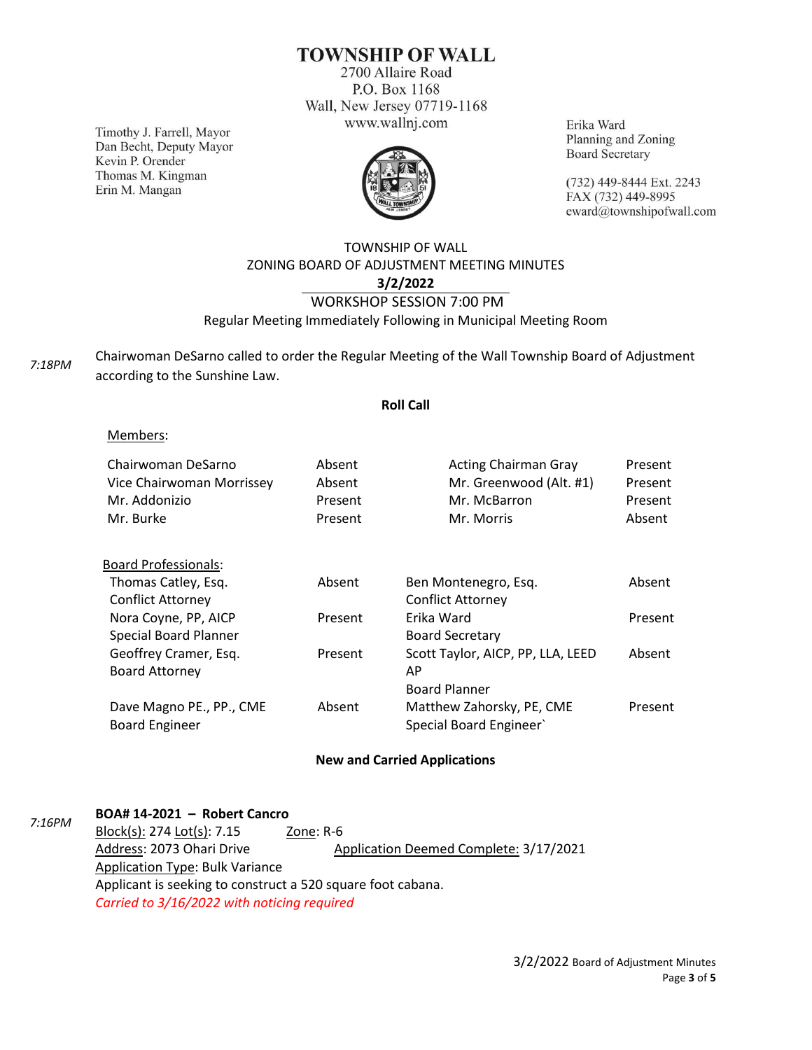# TOWNSHIP OF WALL

2700 Allaire Road
P.O. Box 1168
Wall, New Jersey 07719-1168
www.wallnj.com

Timothy J. Farrell, Mayor
Dan Becht, Deputy Mayor
Kevin P. Orender
Thomas M. Kingman
Erin M. Mangan

Erika Ward
Planning and Zoning
Board Secretary

(732) 449-8444 Ext. 2243
FAX (732) 449-8995
eward@townshipofwall.com

TOWNSHIP OF WALL
ZONING BOARD OF ADJUSTMENT MEETING MINUTES
**3/2/2022**
WORKSHOP SESSION 7:00 PM
Regular Meeting Immediately Following in Municipal Meeting Room

*7:18PM* Chairwoman DeSarno called to order the Regular Meeting of the Wall Township Board of Adjustment according to the Sunshine Law.

**Roll Call**

Members:

| | | | |
|---|---|---|---|
| Chairwoman DeSarno | Absent | Acting Chairman Gray | Present |
| Vice Chairwoman Morrissey | Absent | Mr. Greenwood (Alt. #1) | Present |
| Mr. Addonizio | Present | Mr. McBarron | Present |
| Mr. Burke | Present | Mr. Morris | Absent |

Board Professionals:

| | | | |
|---|---|---|---|
| Thomas Catley, Esq. Conflict Attorney | Absent | Ben Montenegro, Esq. Conflict Attorney | Absent |
| Nora Coyne, PP, AICP Special Board Planner | Present | Erika Ward Board Secretary | Present |
| Geoffrey Cramer, Esq. Board Attorney | Present | Scott Taylor, AICP, PP, LLA, LEED AP Board Planner | Absent |
| Dave Magno PE., PP., CME Board Engineer | Absent | Matthew Zahorsky, PE, CME Special Board Engineer` | Present |

**New and Carried Applications**

*7:16PM* **BOA# 14-2021 – Robert Cancro**
Block(s): 274 Lot(s): 7.15 Zone: R-6
Address: 2073 Ohari Drive Application Deemed Complete: 3/17/2021
Application Type: Bulk Variance
Applicant is seeking to construct a 520 square foot cabana.
*Carried to 3/16/2022 with noticing required*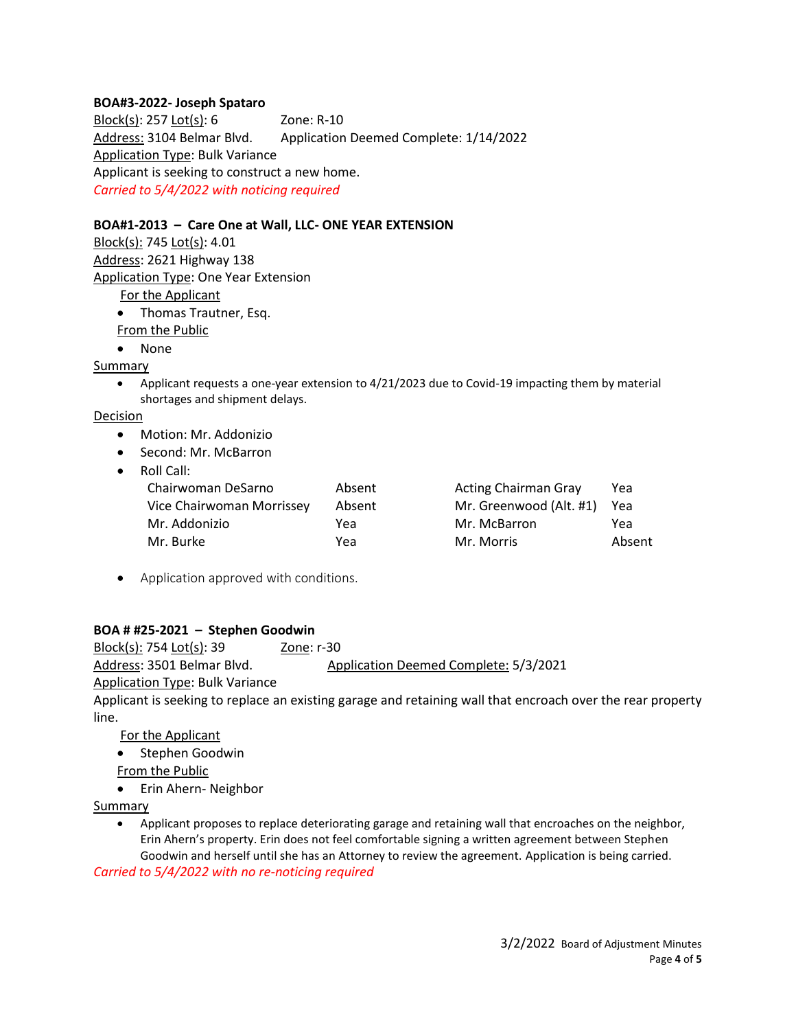**BOA#3-2022- Joseph Spataro**

Block(s): 257 Lot(s): 6 Zone: R-10

Address: 3104 Belmar Blvd. Application Deemed Complete: 1/14/2022

Application Type: Bulk Variance

Applicant is seeking to construct a new home.

*Carried to 5/4/2022 with noticing required*

**BOA#1-2013 – Care One at Wall, LLC- ONE YEAR EXTENSION**

Block(s): 745 Lot(s): 4.01

Address: 2621 Highway 138

Application Type: One Year Extension

For the Applicant

- Thomas Trautner, Esq.

From the Public

- None

Summary

- Applicant requests a one-year extension to 4/21/2023 due to Covid-19 impacting them by material shortages and shipment delays.

Decision

- Motion: Mr. Addonizio
- Second: Mr. McBarron
- Roll Call:

| | | | |
|---|---|---|---|
| Chairwoman DeSarno | Absent | Acting Chairman Gray | Yea |
| Vice Chairwoman Morrissey | Absent | Mr. Greenwood (Alt. #1) | Yea |
| Mr. Addonizio | Yea | Mr. McBarron | Yea |
| Mr. Burke | Yea | Mr. Morris | Absent |

- Application approved with conditions.

**BOA # #25-2021 – Stephen Goodwin**

Block(s): 754 Lot(s): 39 Zone: r-30

Address: 3501 Belmar Blvd. Application Deemed Complete: 5/3/2021

Application Type: Bulk Variance

Applicant is seeking to replace an existing garage and retaining wall that encroach over the rear property line.

For the Applicant

- Stephen Goodwin

From the Public

- Erin Ahern- Neighbor

Summary

- Applicant proposes to replace deteriorating garage and retaining wall that encroaches on the neighbor, Erin Ahern's property. Erin does not feel comfortable signing a written agreement between Stephen Goodwin and herself until she has an Attorney to review the agreement. Application is being carried.

*Carried to 5/4/2022 with no re-noticing required*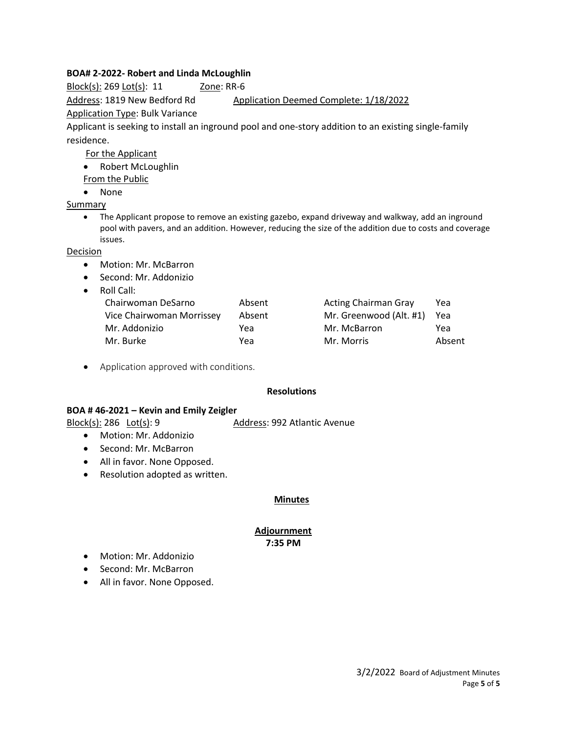**BOA# 2-2022- Robert and Linda McLoughlin**

Block(s): 269 Lot(s): 11 Zone: RR-6

Address: 1819 New Bedford Rd Application Deemed Complete: 1/18/2022

Application Type: Bulk Variance

Applicant is seeking to install an inground pool and one-story addition to an existing single-family residence.

For the Applicant

- Robert McLoughlin

From the Public

- None

Summary

- The Applicant propose to remove an existing gazebo, expand driveway and walkway, add an inground pool with pavers, and an addition. However, reducing the size of the addition due to costs and coverage issues.

Decision

- Motion: Mr. McBarron
- Second: Mr. Addonizio
- Roll Call:

| | | | |
|---|---|---|---|
| Chairwoman DeSarno | Absent | Acting Chairman Gray | Yea |
| Vice Chairwoman Morrissey | Absent | Mr. Greenwood (Alt. #1) | Yea |
| Mr. Addonizio | Yea | Mr. McBarron | Yea |
| Mr. Burke | Yea | Mr. Morris | Absent |

- Application approved with conditions.

## Resolutions

**BOA # 46-2021 – Kevin and Emily Zeigler**

Block(s): 286 Lot(s): 9 Address: 992 Atlantic Avenue

- Motion: Mr. Addonizio
- Second: Mr. McBarron
- All in favor. None Opposed.
- Resolution adopted as written.

## Minutes

## Adjournment

**7:35 PM**

- Motion: Mr. Addonizio
- Second: Mr. McBarron
- All in favor. None Opposed.